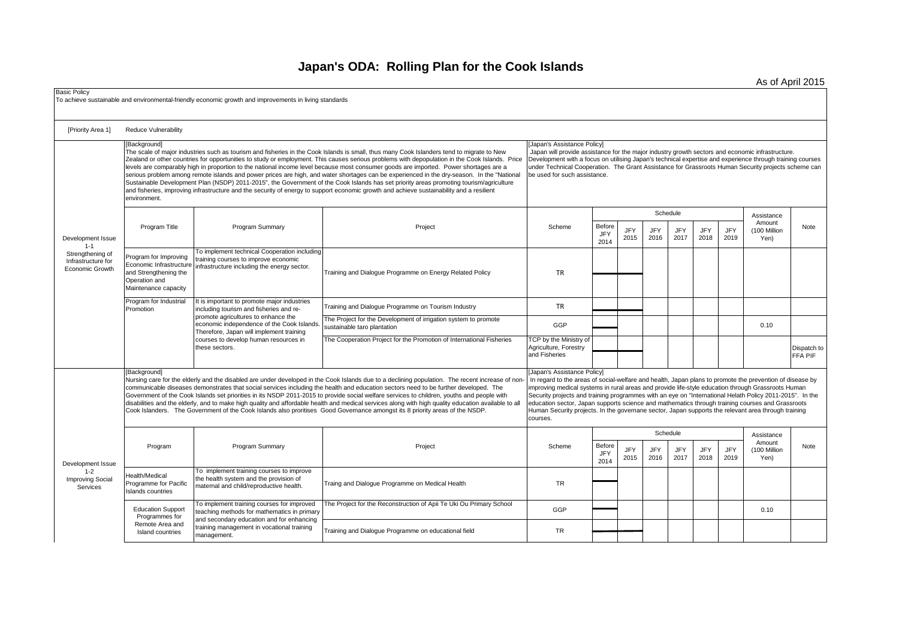# Japan's ODA: Rolling Plan for the Cook Islands

As of April 2015

**Basic Policy**

To achieve sustainable and environmental-friendly economic growth and improvements in living standards

**[Priority Area 1]** Reduce Vulnerability

**Development Issue 1-1 Strengthening of Infrastructure for Economic Growth**

[Background]

The scale of major industries such as tourism and fisheries in the Cook Islands is small, thus many Cook Islanders tend to migrate to New Zealand or other countries for opportunities to study or employment. This causes serious problems with depopulation in the Cook Islands. Price levels are comparably high in proportion to the national income level because most consumer goods are imported. Power shortages are a serious problem among remote islands and power prices are high, and water shortages can be experienced in the dry-season. In the "National Sustainable Development Plan (NSDP) 2011-2015", the Government of the Cook Islands has set priority areas promoting tourism/agriculture and fisheries, improving infrastructure and the security of energy to support economic growth and achieve sustainability and a resilient environment.

[Japan's Assistance Policy]

Japan will provide assistance for the major industry growth sectors and economic infrastructure. Development with a focus on utilising Japan's technical expertise and experience through training courses under Technical Cooperation. The Grant Assistance for Grassroots Human Security projects scheme can be used for such assistance.

| Program Title | Program Summary | Project | Scheme | Before JFY 2014 | JFY 2015 | JFY 2016 | JFY 2017 | JFY 2018 | JFY 2019 | Assistance Amount (100 Million Yen) | Note |
|---|---|---|---|---|---|---|---|---|---|---|---|
| Program for Improving Economic Infrastructure and Strengthening the Operation and Maintenance capacity | To implement technical Cooperation including training courses to improve economic infrastructure including the energy sector. | Training and Dialogue Programme on Energy Related Policy | TR | | | | | | | | |
| Program for Industrial Promotion | It is important to promote major industries including tourism and fisheries and re-promote agricultures to enhance the economic independence of the Cook Islands. Therefore, Japan will implement training courses to develop human resources in these sectors. | Training and Dialogue Programme on Tourism Industry | TR | | | | | | | | |
| | | The Project for the Development of irrigation system to promote sustainable taro plantation | GGP | | | | | | | 0.10 | |
| | | The Cooperation Project for the Promotion of International Fisheries | TCP by the Ministry of Agriculture, Forestry and Fisheries | | | | | | | | Dispatch to FFA PIF |

**Development Issue 1-2 Improving Social Services**

[Background]

Nursing care for the elderly and the disabled are under developed in the Cook Islands due to a declining population. The recent increase of non-communicable diseases demonstrates that social services including the health and education sectors need to be further developed. The Government of the Cook Islands set priorities in its NSDP 2011-2015 to provide social welfare services to children, youths and people with disabilities and the elderly, and to make high quality and affordable health and medical services along with high quality education available to all Cook Islanders. The Government of the Cook Islands also proritises Good Governance amongst its 8 priority areas of the NSDP.

[Japan's Assistance Policy]

In regard to the areas of social-welfare and health, Japan plans to promote the prevention of disease by improving medical systems in rural areas and provide life-style education through Grassroots Human Security projects and training programmes with an eye on "International Helath Policy 2011-2015". In the education sector, Japan supports science and mathematics through training courses and Grassroots Human Security projects. In the governane sector, Japan supports the relevant area through training courses.

| Program | Program Summary | Project | Scheme | Before JFY 2014 | JFY 2015 | JFY 2016 | JFY 2017 | JFY 2018 | JFY 2019 | Assistance Amount (100 Million Yen) | Note |
|---|---|---|---|---|---|---|---|---|---|---|---|
| Health/Medical Programme for Pacific Islands countries | To implement training courses to improve the health system and the provision of maternal and child/reproductive health. | Traing and Dialogue Programme on Medical Health | TR | | | | | | | | |
| Education Support Programmes for Remote Area and Island countries | To implement training courses for improved teaching methods for mathematics in primary and secondary education and for enhancing training management in vocational training management. | The Project for the Reconstruction of Apii Te Uki Ou Primary School | GGP | | | | | | | 0.10 | |
| | | Training and Dialogue Programme on educational field | TR | | | | | | | | |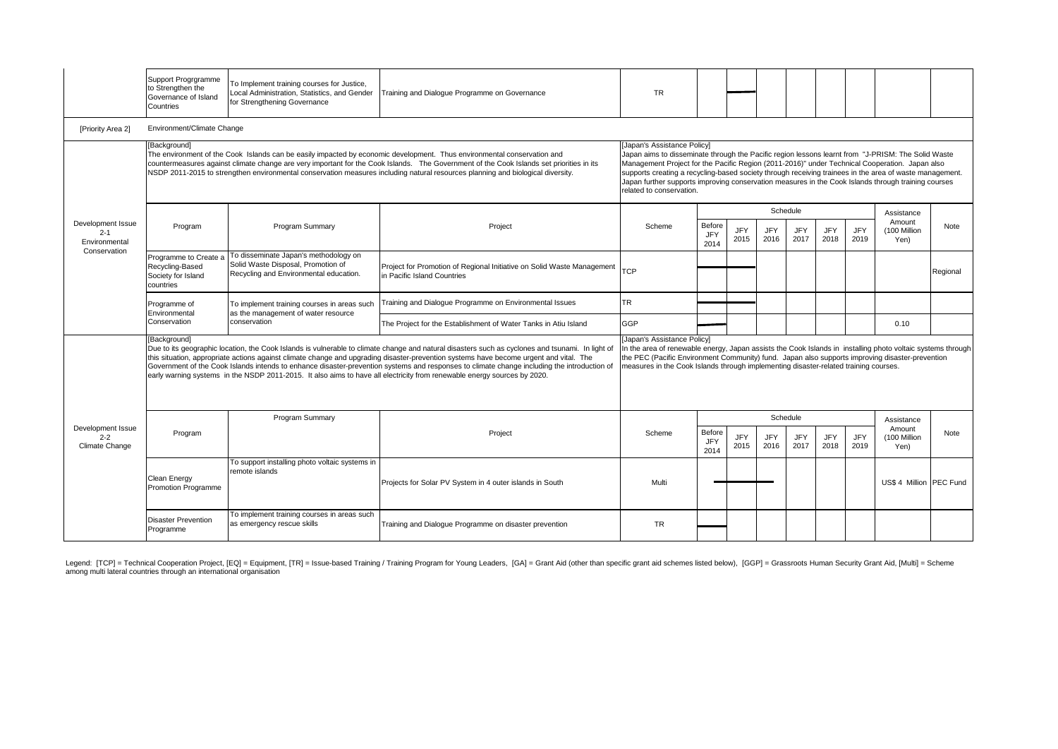| | | | | | | | | | | | | | |
|---|---|---|---|---|---|---|---|---|---|---|---|---|---|
| | Support Progrgramme to Strengthen the Governance of Island Countries | To Implement training courses for Justice, Local Administration, Statistics, and Gender for Strengthening Governance | Training and Dialogue Programme on Governance | TR | | | | | | | | | |

[Priority Area 2] Environment/Climate Change

[Background]
The environment of the Cook Islands can be easily impacted by economic development. Thus environmental conservation and countermeasures against climate change are very important for the Cook Islands. The Government of the Cook Islands set priorities in its NSDP 2011-2015 to strengthen environmental conservation measures including natural resources planning and biological diversity.

[Japan's Assistance Policy]
Japan aims to disseminate through the Pacific region lessons learnt from "J-PRISM: The Solid Waste Management Project for the Pacific Region (2011-2016)" under Technical Cooperation. Japan also supports creating a recycling-based society through receiving trainees in the area of waste management. Japan further supports improving conservation measures in the Cook Islands through training courses related to conservation.

| Development Issue | Program | Program Summary | Project | Scheme | Schedule: Before JFY 2014 | JFY 2015 | JFY 2016 | JFY 2017 | JFY 2018 | JFY 2019 | Assistance Amount (100 Million Yen) | Note |
|---|---|---|---|---|---|---|---|---|---|---|---|---|
| Development Issue 2-1 Environmental Conservation | Programme to Create a Recycling-Based Society for Island countries | To disseminate Japan's methodology on Solid Waste Disposal, Promotion of Recycling and Environmental education. | Project for Promotion of Regional Initiative on Solid Waste Management in Pacific Island Countries | TCP | | | | | | | | Regional |
| | Programme of Environmental Conservation | To implement training courses in areas such as the management of water resource conservation | Training and Dialogue Programme on Environmental Issues | TR | | | | | | | | |
| | | | The Project for the Establishment of Water Tanks in Atiu Island | GGP | | | | | | | 0.10 | |

[Background]
Due to its geographic location, the Cook Islands is vulnerable to climate change and natural disasters such as cyclones and tsunami. In light of this situation, appropriate actions against climate change and upgrading disaster-prevention systems have become urgent and vital. The Government of the Cook Islands intends to enhance disaster-prevention systems and responses to climate change including the introduction of early warning systems in the NSDP 2011-2015. It also aims to have all electricity from renewable energy sources by 2020.

[Japan's Assistance Policy]
In the area of renewable energy, Japan assists the Cook Islands in installing photo voltaic systems through the PEC (Pacific Environment Community) fund. Japan also supports improving disaster-prevention measures in the Cook Islands through implementing disaster-related training courses.

| Development Issue | Program | Program Summary | Project | Scheme | Schedule: Before JFY 2014 | JFY 2015 | JFY 2016 | JFY 2017 | JFY 2018 | JFY 2019 | Assistance Amount (100 Million Yen) | Note |
|---|---|---|---|---|---|---|---|---|---|---|---|---|
| Development Issue 2-2 Climate Change | Clean Energy Promotion Programme | To support installing photo voltaic systems in remote islands | Projects for Solar PV System in 4 outer islands in South | Multi | | | | | | | US$ 4 Million | PEC Fund |
| | Disaster Prevention Programme | To implement training courses in areas such as emergency rescue skills | Training and Dialogue Programme on disaster prevention | TR | | | | | | | | |

Legend: [TCP] = Technical Cooperation Project, [EQ] = Equipment, [TR] = Issue-based Training / Training Program for Young Leaders, [GA] = Grant Aid (other than specific grant aid schemes listed below), [GGP] = Grassroots Human Security Grant Aid, [Multi] = Scheme among multi lateral countries through an international organisation